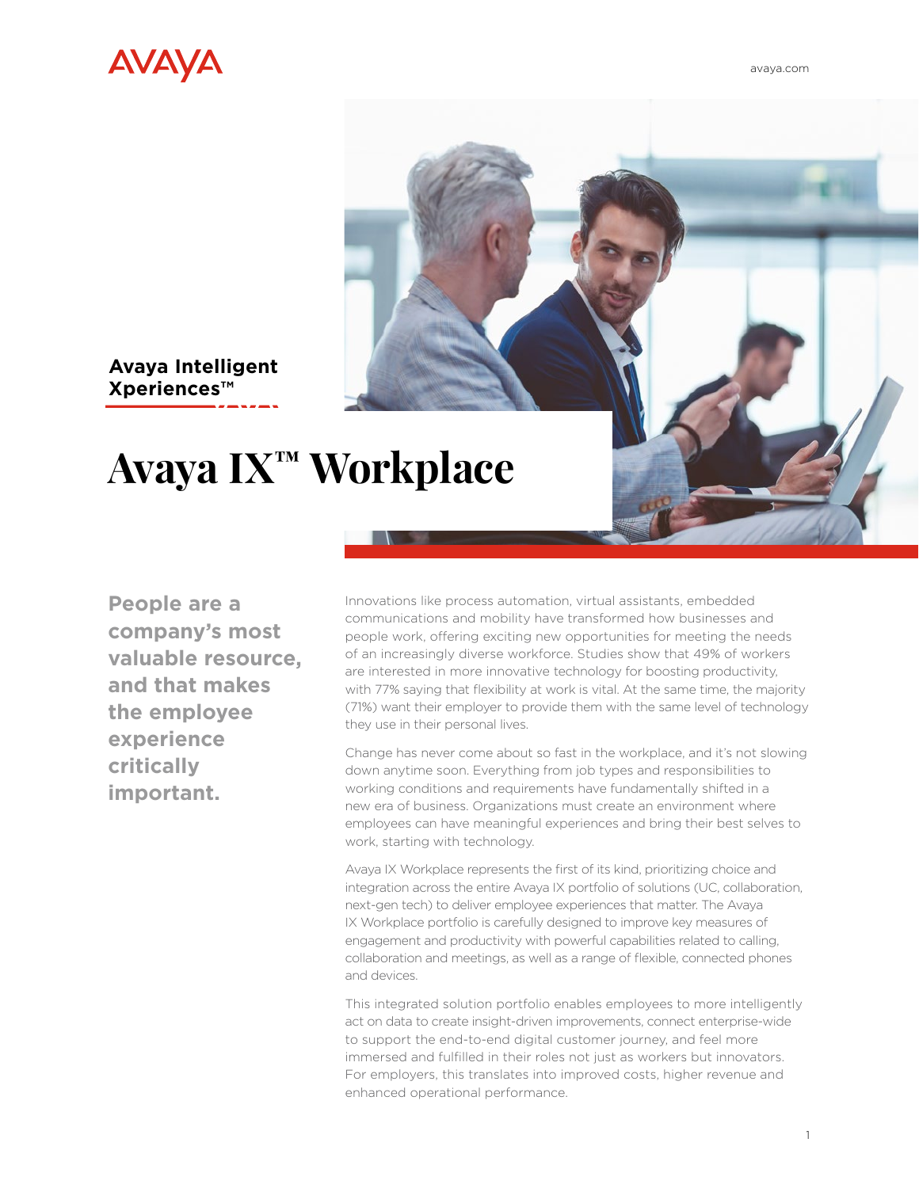Avaya Intelligent Xperiences™

# Avaya IX™ Workplace

**People are a company's most valuable resource, and that makes the employee experience critically important.**

Innovations like process automation, virtual assistants, embedded communications and mobility have transformed how businesses and people work, offering exciting new opportunities for meeting the needs of an increasingly diverse workforce. Studies show that 49% of workers are interested in more innovative technology for boosting productivity, with 77% saying that flexibility at work is vital. At the same time, the majority (71%) want their employer to provide them with the same level of technology they use in their personal lives.

Change has never come about so fast in the workplace, and it's not slowing down anytime soon. Everything from job types and responsibilities to working conditions and requirements have fundamentally shifted in a new era of business. Organizations must create an environment where employees can have meaningful experiences and bring their best selves to work, starting with technology.

Avaya IX Workplace represents the first of its kind, prioritizing choice and integration across the entire Avaya IX portfolio of solutions (UC, collaboration, next-gen tech) to deliver employee experiences that matter. The Avaya IX Workplace portfolio is carefully designed to improve key measures of engagement and productivity with powerful capabilities related to calling, collaboration and meetings, as well as a range of flexible, connected phones and devices.

This integrated solution portfolio enables employees to more intelligently act on data to create insight-driven improvements, connect enterprise-wide to support the end-to-end digital customer journey, and feel more immersed and fulfilled in their roles not just as workers but innovators. For employers, this translates into improved costs, higher revenue and enhanced operational performance.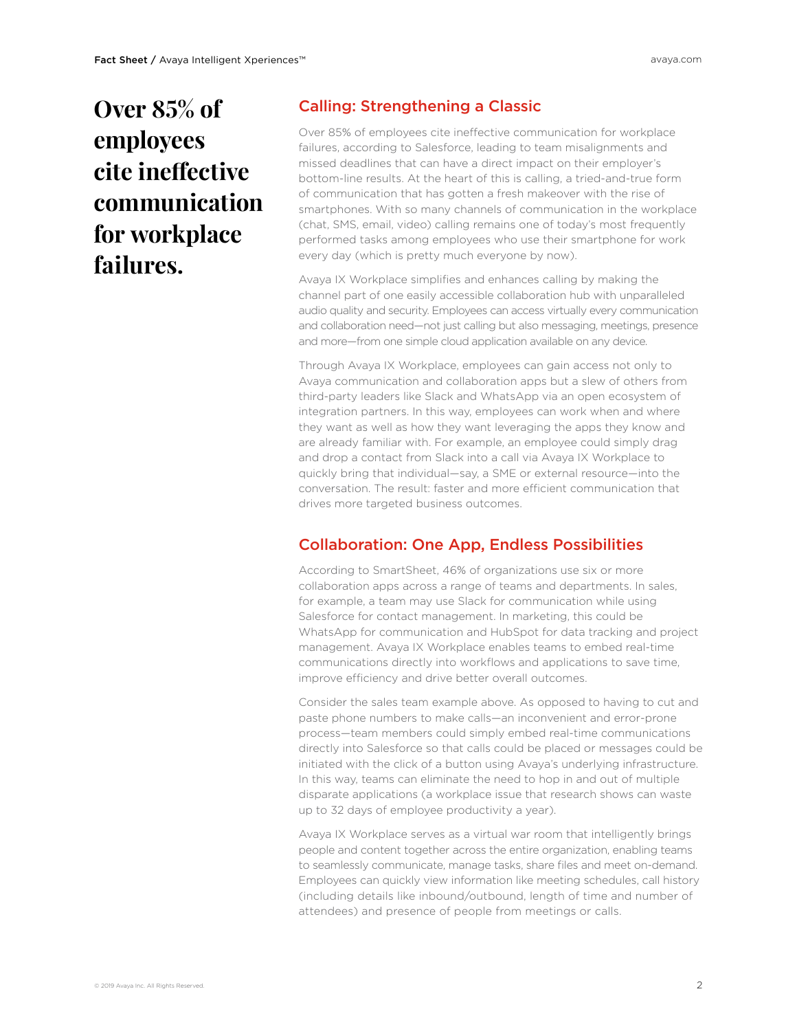**Over 85% of employees cite ineffective communication for workplace failures.**

## Calling: Strengthening a Classic

Over 85% of employees cite ineffective communication for workplace failures, according to Salesforce, leading to team misalignments and missed deadlines that can have a direct impact on their employer's bottom-line results. At the heart of this is calling, a tried-and-true form of communication that has gotten a fresh makeover with the rise of smartphones. With so many channels of communication in the workplace (chat, SMS, email, video) calling remains one of today's most frequently performed tasks among employees who use their smartphone for work every day (which is pretty much everyone by now).

Avaya IX Workplace simplifies and enhances calling by making the channel part of one easily accessible collaboration hub with unparalleled audio quality and security. Employees can access virtually every communication and collaboration need—not just calling but also messaging, meetings, presence and more—from one simple cloud application available on any device.

Through Avaya IX Workplace, employees can gain access not only to Avaya communication and collaboration apps but a slew of others from third-party leaders like Slack and WhatsApp via an open ecosystem of integration partners. In this way, employees can work when and where they want as well as how they want leveraging the apps they know and are already familiar with. For example, an employee could simply drag and drop a contact from Slack into a call via Avaya IX Workplace to quickly bring that individual—say, a SME or external resource—into the conversation. The result: faster and more efficient communication that drives more targeted business outcomes.

## Collaboration: One App, Endless Possibilities

According to SmartSheet, 46% of organizations use six or more collaboration apps across a range of teams and departments. In sales, for example, a team may use Slack for communication while using Salesforce for contact management. In marketing, this could be WhatsApp for communication and HubSpot for data tracking and project management. Avaya IX Workplace enables teams to embed real-time communications directly into workflows and applications to save time, improve efficiency and drive better overall outcomes.

Consider the sales team example above. As opposed to having to cut and paste phone numbers to make calls—an inconvenient and error-prone process—team members could simply embed real-time communications directly into Salesforce so that calls could be placed or messages could be initiated with the click of a button using Avaya's underlying infrastructure. In this way, teams can eliminate the need to hop in and out of multiple disparate applications (a workplace issue that research shows can waste up to 32 days of employee productivity a year).

Avaya IX Workplace serves as a virtual war room that intelligently brings people and content together across the entire organization, enabling teams to seamlessly communicate, manage tasks, share files and meet on-demand. Employees can quickly view information like meeting schedules, call history (including details like inbound/outbound, length of time and number of attendees) and presence of people from meetings or calls.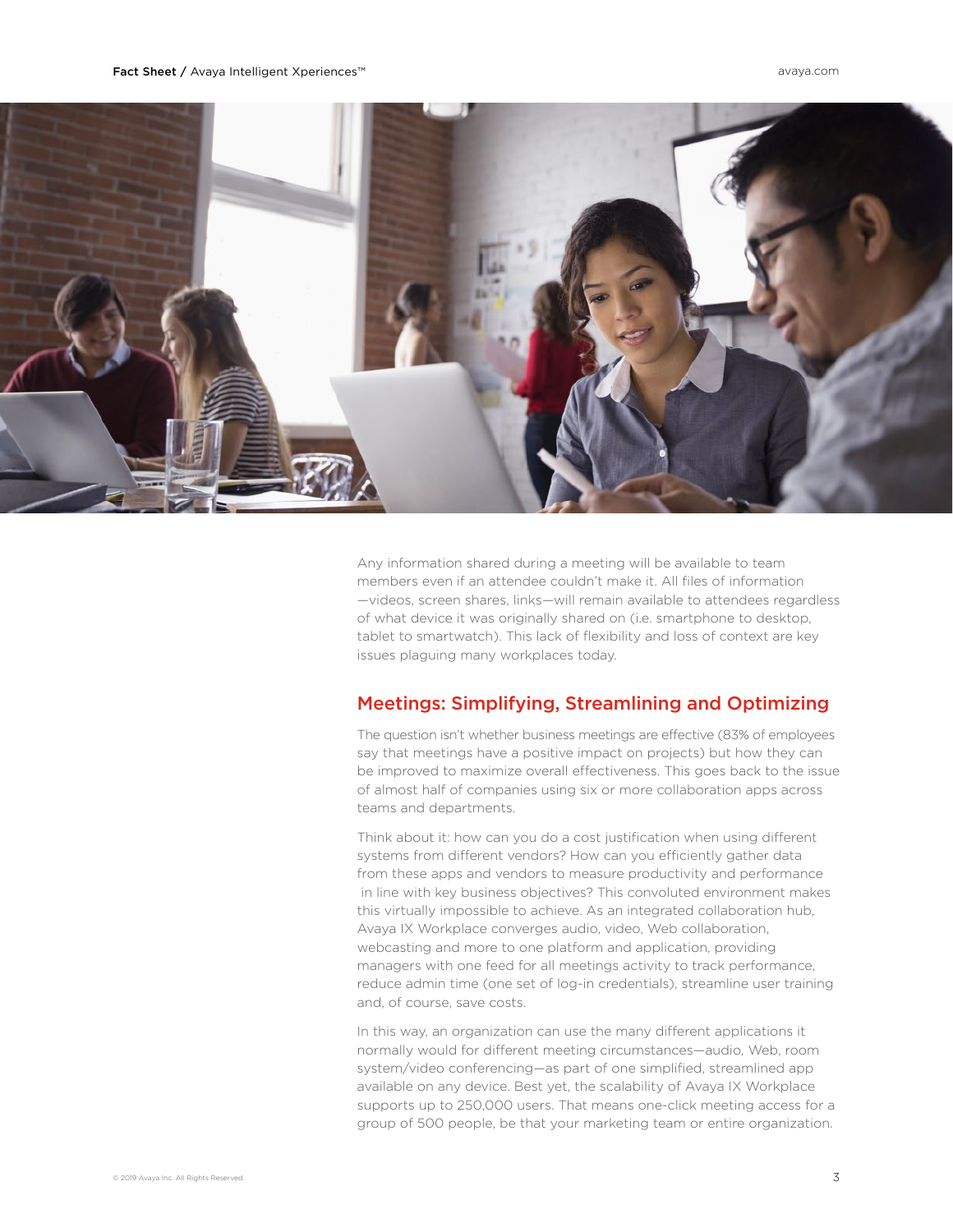Any information shared during a meeting will be available to team members even if an attendee couldn't make it. All files of information —videos, screen shares, links—will remain available to attendees regardless of what device it was originally shared on (i.e. smartphone to desktop, tablet to smartwatch). This lack of flexibility and loss of context are key issues plaguing many workplaces today.

## Meetings: Simplifying, Streamlining and Optimizing

The question isn't whether business meetings are effective (83% of employees say that meetings have a positive impact on projects) but how they can be improved to maximize overall effectiveness. This goes back to the issue of almost half of companies using six or more collaboration apps across teams and departments.

Think about it: how can you do a cost justification when using different systems from different vendors? How can you efficiently gather data from these apps and vendors to measure productivity and performance in line with key business objectives? This convoluted environment makes this virtually impossible to achieve. As an integrated collaboration hub, Avaya IX Workplace converges audio, video, Web collaboration, webcasting and more to one platform and application, providing managers with one feed for all meetings activity to track performance, reduce admin time (one set of log-in credentials), streamline user training and, of course, save costs.

In this way, an organization can use the many different applications it normally would for different meeting circumstances—audio, Web, room system/video conferencing—as part of one simplified, streamlined app available on any device. Best yet, the scalability of Avaya IX Workplace supports up to 250,000 users. That means one-click meeting access for a group of 500 people, be that your marketing team or entire organization.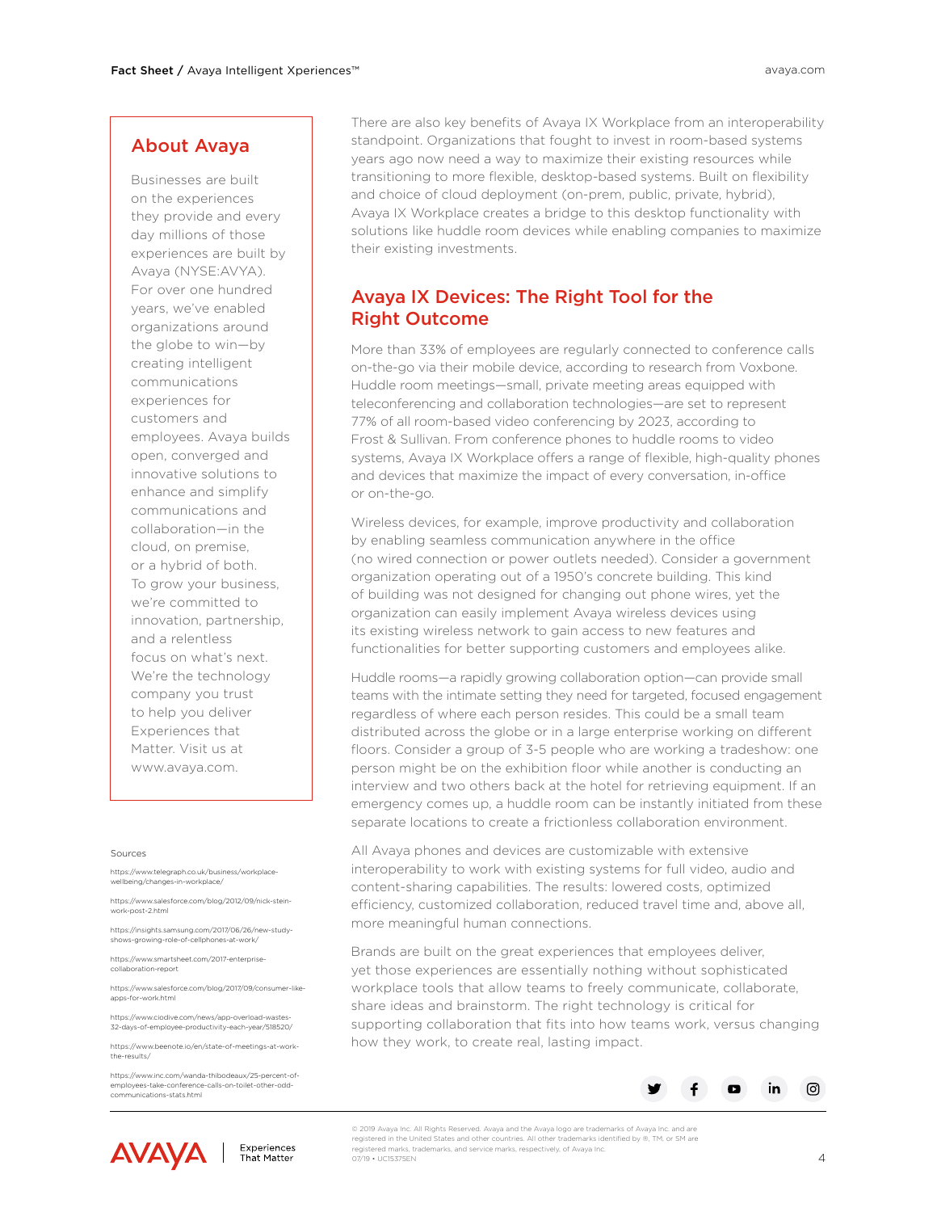There are also key benefits of Avaya IX Workplace from an interoperability standpoint. Organizations that fought to invest in room-based systems years ago now need a way to maximize their existing resources while transitioning to more flexible, desktop-based systems. Built on flexibility and choice of cloud deployment (on-prem, public, private, hybrid), Avaya IX Workplace creates a bridge to this desktop functionality with solutions like huddle room devices while enabling companies to maximize their existing investments.

## Avaya IX Devices: The Right Tool for the Right Outcome

More than 33% of employees are regularly connected to conference calls on-the-go via their mobile device, according to research from Voxbone. Huddle room meetings—small, private meeting areas equipped with teleconferencing and collaboration technologies—are set to represent 77% of all room-based video conferencing by 2023, according to Frost & Sullivan. From conference phones to huddle rooms to video systems, Avaya IX Workplace offers a range of flexible, high-quality phones and devices that maximize the impact of every conversation, in-office or on-the-go.

Wireless devices, for example, improve productivity and collaboration by enabling seamless communication anywhere in the office (no wired connection or power outlets needed). Consider a government organization operating out of a 1950's concrete building. This kind of building was not designed for changing out phone wires, yet the organization can easily implement Avaya wireless devices using its existing wireless network to gain access to new features and functionalities for better supporting customers and employees alike.

Huddle rooms—a rapidly growing collaboration option—can provide small teams with the intimate setting they need for targeted, focused engagement regardless of where each person resides. This could be a small team distributed across the globe or in a large enterprise working on different floors. Consider a group of 3-5 people who are working a tradeshow: one person might be on the exhibition floor while another is conducting an interview and two others back at the hotel for retrieving equipment. If an emergency comes up, a huddle room can be instantly initiated from these separate locations to create a frictionless collaboration environment.

All Avaya phones and devices are customizable with extensive interoperability to work with existing systems for full video, audio and content-sharing capabilities. The results: lowered costs, optimized efficiency, customized collaboration, reduced travel time and, above all, more meaningful human connections.

Brands are built on the great experiences that employees deliver, yet those experiences are essentially nothing without sophisticated workplace tools that allow teams to freely communicate, collaborate, share ideas and brainstorm. The right technology is critical for supporting collaboration that fits into how teams work, versus changing how they work, to create real, lasting impact.

## About Avaya

Businesses are built on the experiences they provide and every day millions of those experiences are built by Avaya (NYSE:AVYA). For over one hundred years, we've enabled organizations around the globe to win—by creating intelligent communications experiences for customers and employees. Avaya builds open, converged and innovative solutions to enhance and simplify communications and collaboration—in the cloud, on premise, or a hybrid of both. To grow your business, we're committed to innovation, partnership, and a relentless focus on what's next. We're the technology company you trust to help you deliver Experiences that Matter. Visit us at www.avaya.com.

Sources

https://www.telegraph.co.uk/business/workplace-wellbeing/changes-in-workplace/

https://www.salesforce.com/blog/2012/09/nick-stein-work-post-2.html

https://insights.samsung.com/2017/06/26/new-study-shows-growing-role-of-cellphones-at-work/

https://www.smartsheet.com/2017-enterprise-collaboration-report

https://www.salesforce.com/blog/2017/09/consumer-like-apps-for-work.html

https://www.ciodive.com/news/app-overload-wastes-32-days-of-employee-productivity-each-year/518520/

https://www.beenote.io/en/state-of-meetings-at-work-the-results/

https://www.inc.com/wanda-thibodeaux/25-percent-of-employees-take-conference-calls-on-toilet-other-odd-communications-stats.html

© 2019 Avaya Inc. All Rights Reserved. Avaya and the Avaya logo are trademarks of Avaya Inc. and are registered in the United States and other countries. All other trademarks identified by ®, TM, or SM are registered marks, trademarks, and service marks, respectively, of Avaya Inc.
07/19 • UC15375EN